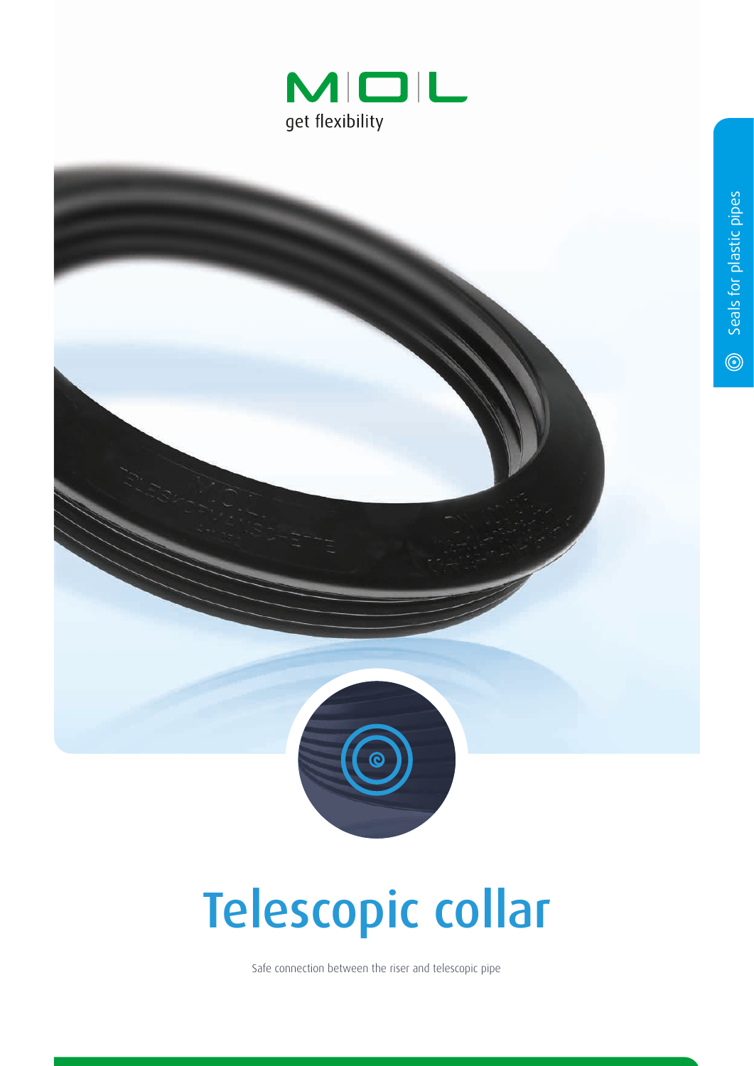M|O|L

get flexibility

Seals for plastic pipes

# Telescopic collar

Safe connection between the riser and telescopic pipe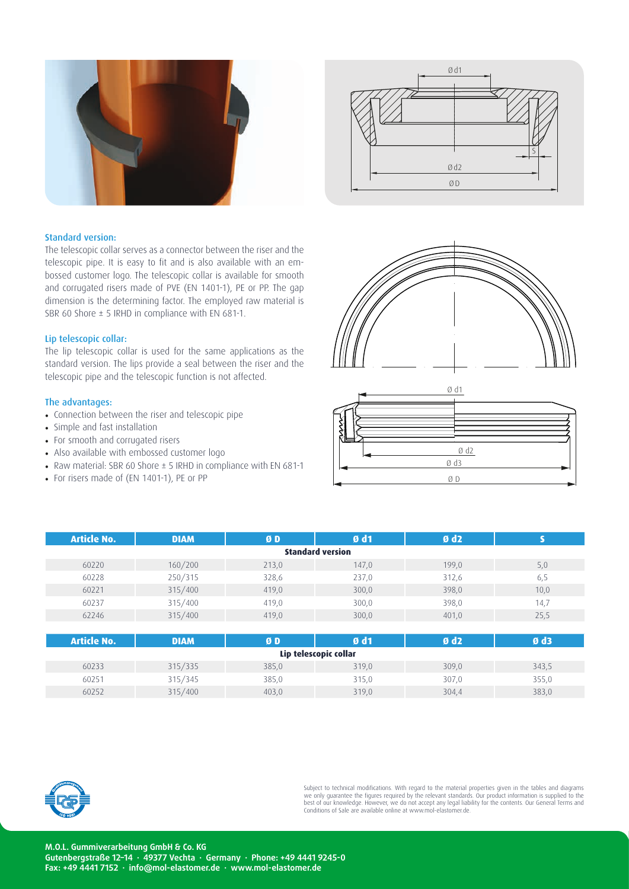### Standard version:

The telescopic collar serves as a connector between the riser and the telescopic pipe. It is easy to fit and is also available with an embossed customer logo. The telescopic collar is available for smooth and corrugated risers made of PVE (EN 1401-1), PE or PP. The gap dimension is the determining factor. The employed raw material is SBR 60 Shore ± 5 IRHD in compliance with EN 681-1.

### Lip telescopic collar:

The lip telescopic collar is used for the same applications as the standard version. The lips provide a seal between the riser and the telescopic pipe and the telescopic function is not affected.

### The advantages:

- Connection between the riser and telescopic pipe
- Simple and fast installation
- For smooth and corrugated risers
- Also available with embossed customer logo
- Raw material: SBR 60 Shore ± 5 IRHD in compliance with EN 681-1
- For risers made of (EN 1401-1), PE or PP

Ø d1

S

Ø d2

Ø D

Ø d1

Ø d2

Ø d3

Ø D

| Article No. | DIAM | Ø D | Ø d1 | Ø d2 | S |
|---|---|---|---|---|---|
| **Standard version** | | | | | |
| 60220 | 160/200 | 213,0 | 147,0 | 199,0 | 5,0 |
| 60228 | 250/315 | 328,6 | 237,0 | 312,6 | 6,5 |
| 60221 | 315/400 | 419,0 | 300,0 | 398,0 | 10,0 |
| 60237 | 315/400 | 419,0 | 300,0 | 398,0 | 14,7 |
| 62246 | 315/400 | 419,0 | 300,0 | 401,0 | 25,5 |

| Article No. | DIAM | Ø D | Ø d1 | Ø d2 | Ø d3 |
|---|---|---|---|---|---|
| **Lip telescopic collar** | | | | | |
| 60233 | 315/335 | 385,0 | 319,0 | 309,0 | 343,5 |
| 60251 | 315/345 | 385,0 | 315,0 | 307,0 | 355,0 |
| 60252 | 315/400 | 403,0 | 319,0 | 304,4 | 383,0 |

Subject to technical modifications. With regard to the material properties given in the tables and diagrams we only guarantee the figures required by the relevant standards. Our product information is supplied to the best of our knowledge. However, we do not accept any legal liability for the contents. Our General Terms and Conditions of Sale are available online at www.mol-elastomer.de.

**M.O.L. Gummiverarbeitung GmbH & Co. KG**
**Gutenbergstraße 12–14 · 49377 Vechta · Germany · Phone: +49 4441 9245-0**
**Fax: +49 4441 7152 · info@mol-elastomer.de · www.mol-elastomer.de**